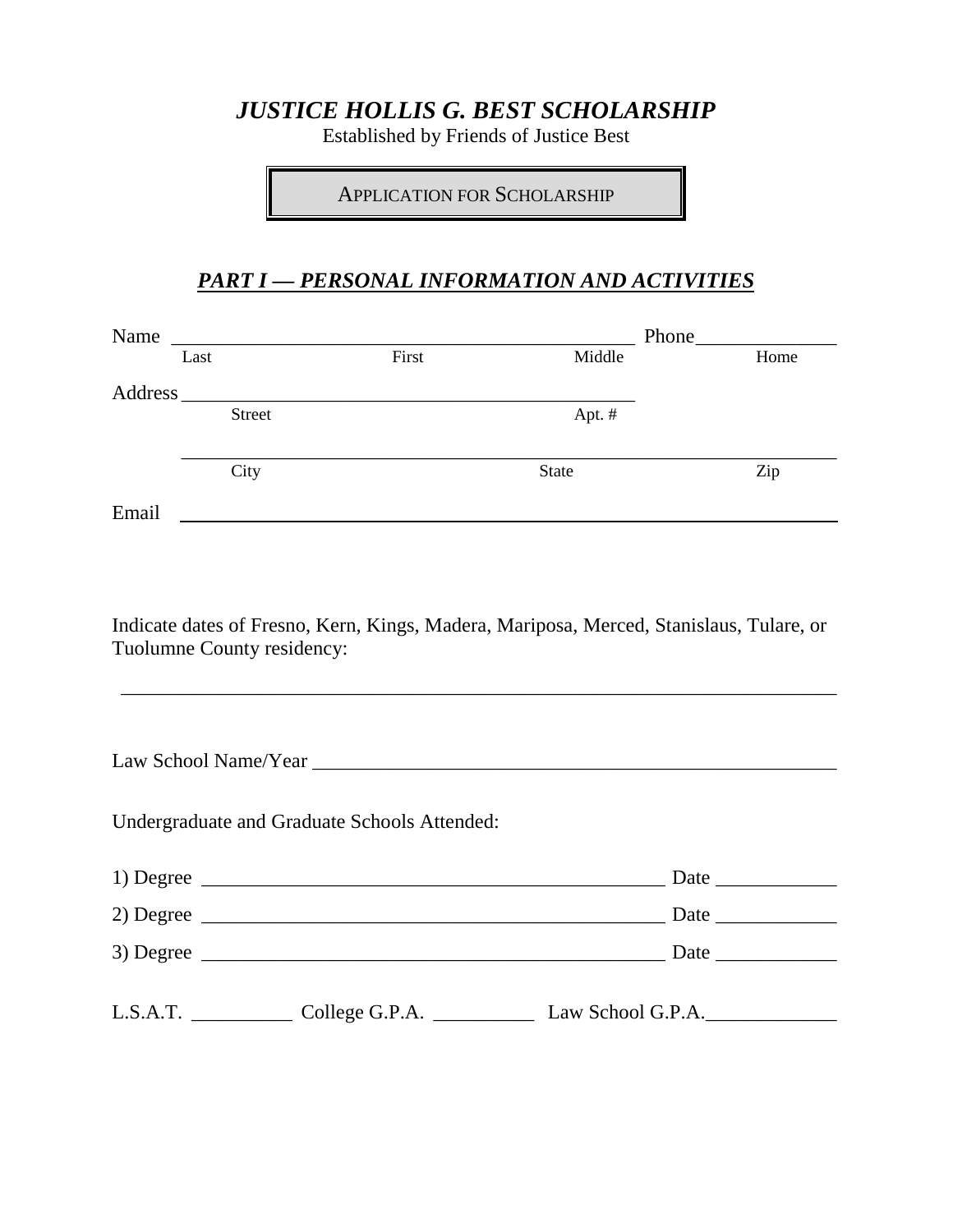# *JUSTICE HOLLIS G. BEST SCHOLARSHIP*

Established by Friends of Justice Best

**APPLICATION FOR SCHOLARSHIP**

## ***PART I — PERSONAL INFORMATION AND ACTIVITIES***

Name ________________________________________________ Phone______________
Last First Middle Home

Address ____________________________________________
Street Apt. #

__________________________________________________________________
City State Zip

Email ______________________________________________________________

Indicate dates of Fresno, Kern, Kings, Madera, Mariposa, Merced, Stanislaus, Tulare, or Tuolumne County residency:

__________________________________________________________________

Law School Name/Year ______________________________________________

Undergraduate and Graduate Schools Attended:

1) Degree ______________________________________________ Date ____________

2) Degree ______________________________________________ Date ____________

3) Degree ______________________________________________ Date ____________

L.S.A.T. __________ College G.P.A. __________ Law School G.P.A.____________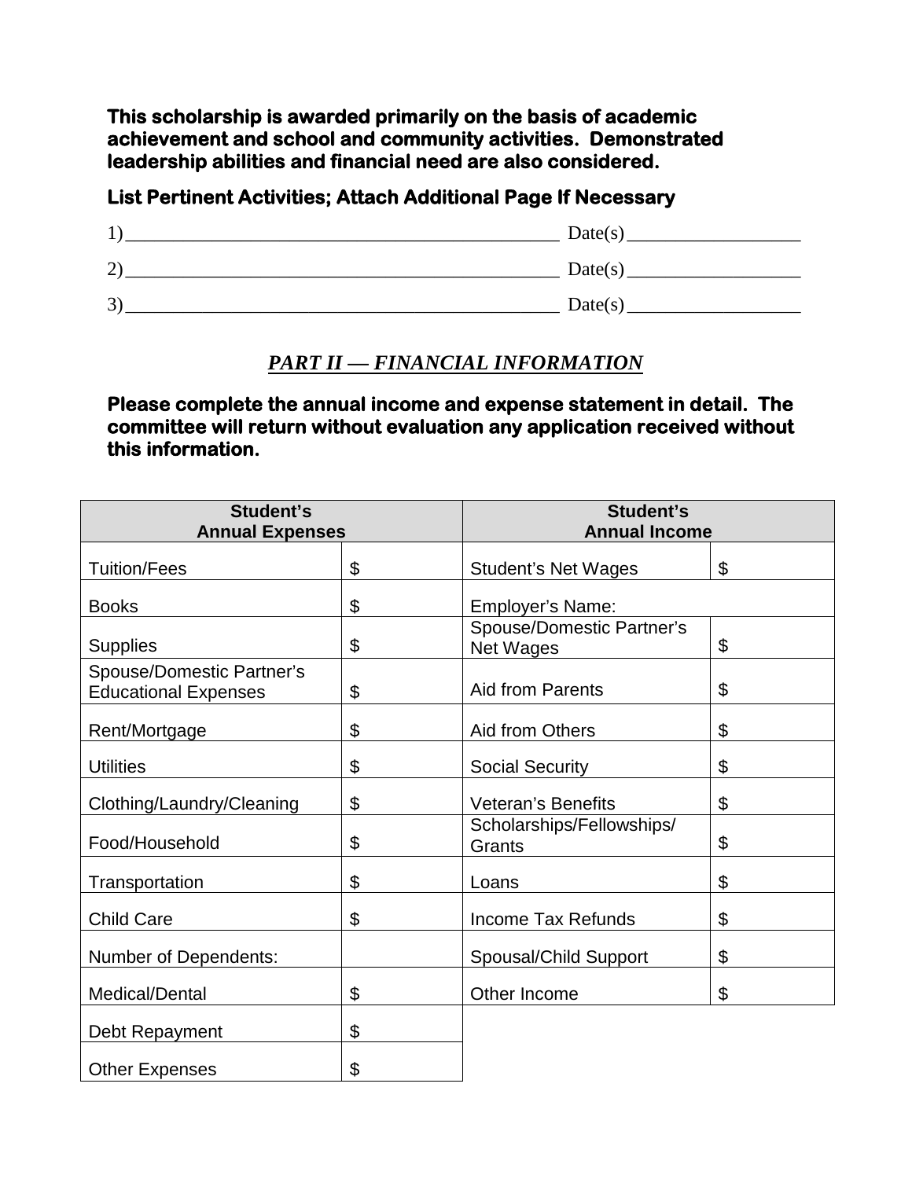**This scholarship is awarded primarily on the basis of academic achievement and school and community activities. Demonstrated leadership abilities and financial need are also considered.**

**List Pertinent Activities; Attach Additional Page If Necessary**

1) _____________________________________________ Date(s) __________________

2) _____________________________________________ Date(s) __________________

3) _____________________________________________ Date(s) __________________

## *PART II — FINANCIAL INFORMATION*

**Please complete the annual income and expense statement in detail. The committee will return without evaluation any application received without this information.**

| Student's Annual Expenses | | Student's Annual Income | |
|---|---|---|---|
| Tuition/Fees | $ | Student's Net Wages | $ |
| Books | $ | Employer's Name: | |
| Supplies | $ | Spouse/Domestic Partner's Net Wages | $ |
| Spouse/Domestic Partner's Educational Expenses | $ | Aid from Parents | $ |
| Rent/Mortgage | $ | Aid from Others | $ |
| Utilities | $ | Social Security | $ |
| Clothing/Laundry/Cleaning | $ | Veteran's Benefits | $ |
| Food/Household | $ | Scholarships/Fellowships/ Grants | $ |
| Transportation | $ | Loans | $ |
| Child Care | $ | Income Tax Refunds | $ |
| Number of Dependents: | | Spousal/Child Support | $ |
| Medical/Dental | $ | Other Income | $ |
| Debt Repayment | $ | | |
| Other Expenses | $ | | |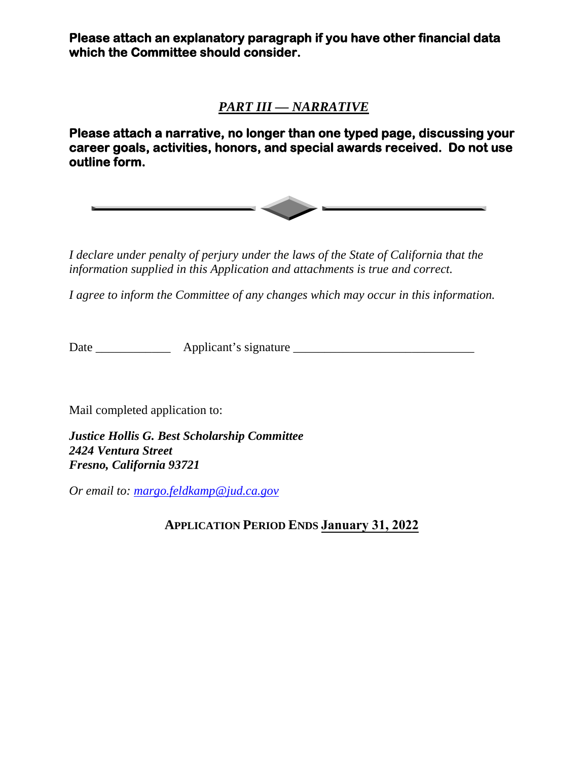**Please attach an explanatory paragraph if you have other financial data which the Committee should consider.**

## ***PART III — NARRATIVE***

**Please attach a narrative, no longer than one typed page, discussing your career goals, activities, honors, and special awards received. Do not use outline form.**

*I declare under penalty of perjury under the laws of the State of California that the information supplied in this Application and attachments is true and correct.*

*I agree to inform the Committee of any changes which may occur in this information.*

Date ____________ Applicant's signature _____________________________

Mail completed application to:

***Justice Hollis G. Best Scholarship Committee***
***2424 Ventura Street***
***Fresno, California 93721***

*Or email to: margo.feldkamp@jud.ca.gov*

**APPLICATION PERIOD ENDS January 31, 2022**